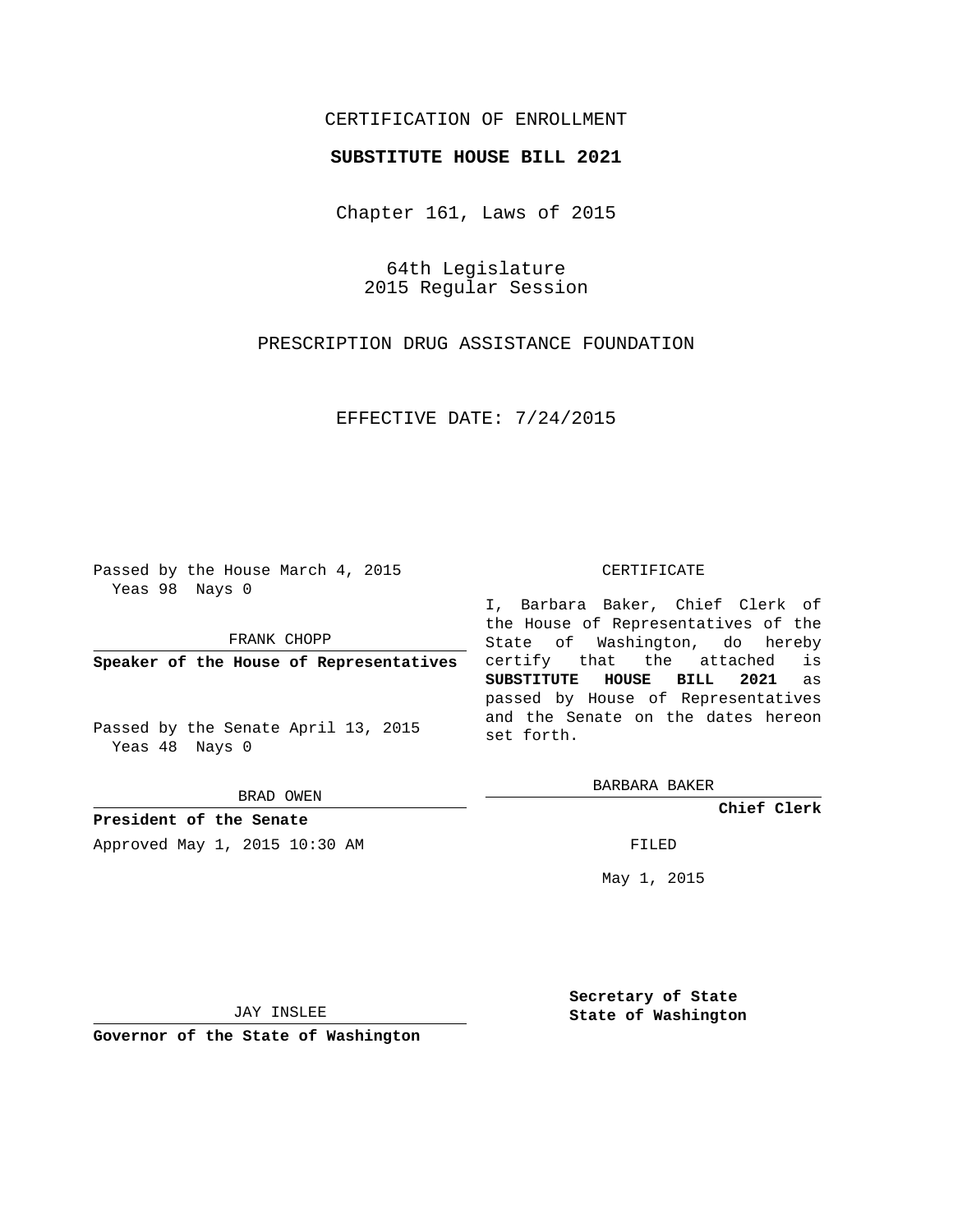CERTIFICATION OF ENROLLMENT

**SUBSTITUTE HOUSE BILL 2021**

Chapter 161, Laws of 2015

64th Legislature
2015 Regular Session

PRESCRIPTION DRUG ASSISTANCE FOUNDATION

EFFECTIVE DATE: 7/24/2015

Passed by the House March 4, 2015
Yeas 98 Nays 0

FRANK CHOPP

**Speaker of the House of Representatives**

Passed by the Senate April 13, 2015
Yeas 48 Nays 0

BRAD OWEN

**President of the Senate**

Approved May 1, 2015 10:30 AM

JAY INSLEE

**Governor of the State of Washington**

CERTIFICATE

I, Barbara Baker, Chief Clerk of the House of Representatives of the State of Washington, do hereby certify that the attached is **SUBSTITUTE HOUSE BILL 2021** as passed by House of Representatives and the Senate on the dates hereon set forth.

BARBARA BAKER

**Chief Clerk**

FILED

May 1, 2015

**Secretary of State**
**State of Washington**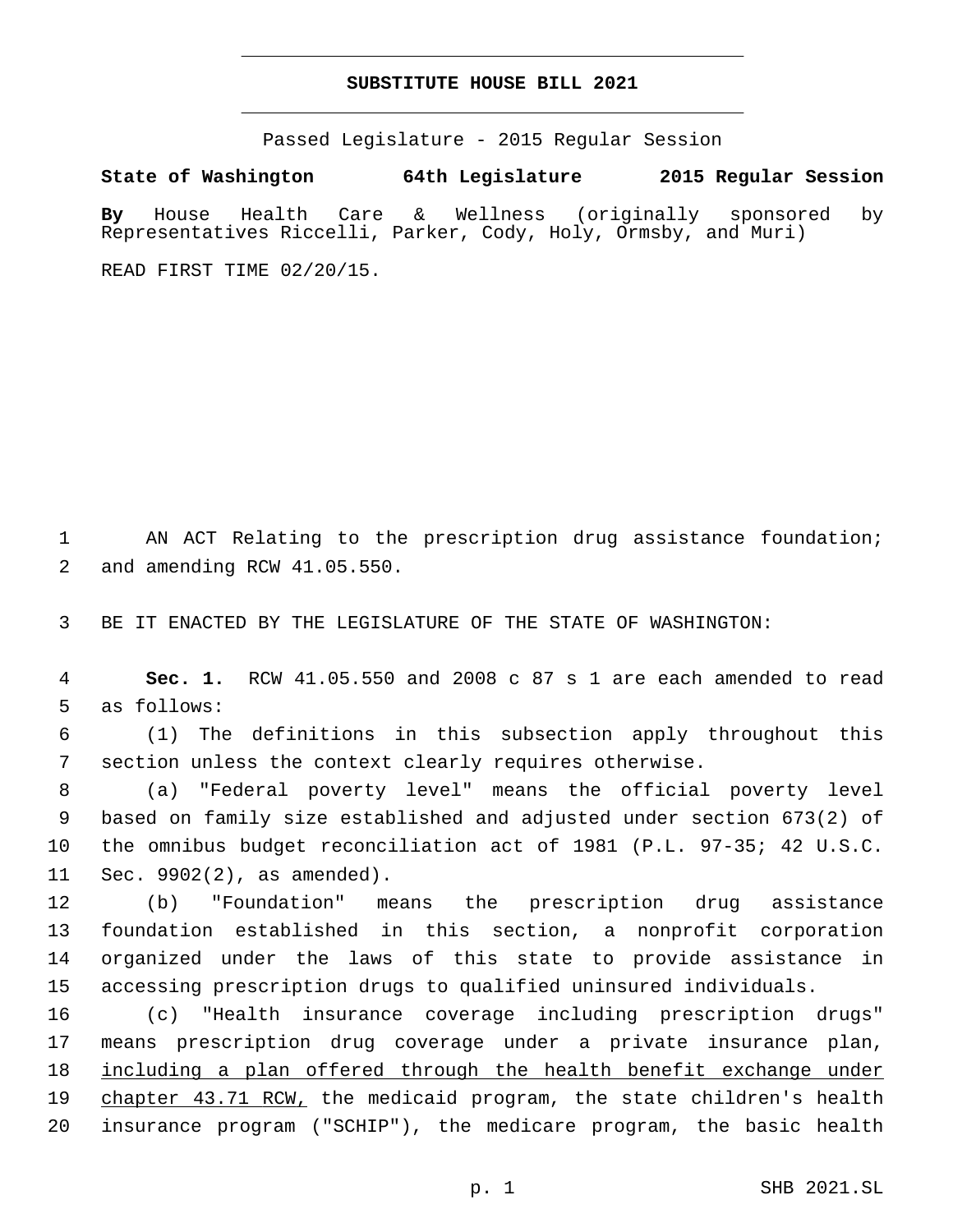# SUBSTITUTE HOUSE BILL 2021

Passed Legislature - 2015 Regular Session

**State of Washington 64th Legislature 2015 Regular Session**

**By** House Health Care & Wellness (originally sponsored by Representatives Riccelli, Parker, Cody, Holy, Ormsby, and Muri)

READ FIRST TIME 02/20/15.

AN ACT Relating to the prescription drug assistance foundation; and amending RCW 41.05.550.

BE IT ENACTED BY THE LEGISLATURE OF THE STATE OF WASHINGTON:

**Sec. 1.** RCW 41.05.550 and 2008 c 87 s 1 are each amended to read as follows:

(1) The definitions in this subsection apply throughout this section unless the context clearly requires otherwise.

(a) "Federal poverty level" means the official poverty level based on family size established and adjusted under section 673(2) of the omnibus budget reconciliation act of 1981 (P.L. 97-35; 42 U.S.C. Sec. 9902(2), as amended).

(b) "Foundation" means the prescription drug assistance foundation established in this section, a nonprofit corporation organized under the laws of this state to provide assistance in accessing prescription drugs to qualified uninsured individuals.

(c) "Health insurance coverage including prescription drugs" means prescription drug coverage under a private insurance plan, <u>including a plan offered through the health benefit exchange under chapter 43.71 RCW,</u> the medicaid program, the state children's health insurance program ("SCHIP"), the medicare program, the basic health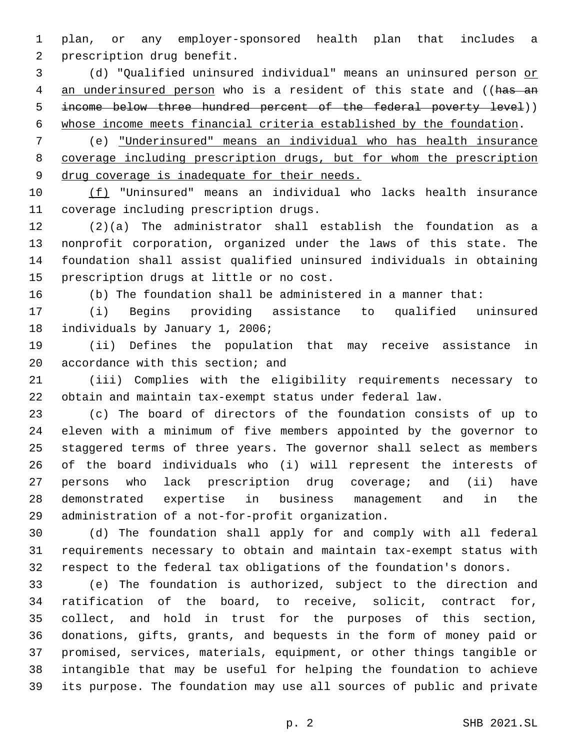plan, or any employer-sponsored health plan that includes a prescription drug benefit.

(d) "Qualified uninsured individual" means an uninsured person or an underinsured person who is a resident of this state and ((~~has an income below three hundred percent of the federal poverty level~~)) whose income meets financial criteria established by the foundation.

(e) "Underinsured" means an individual who has health insurance coverage including prescription drugs, but for whom the prescription drug coverage is inadequate for their needs.

(f) "Uninsured" means an individual who lacks health insurance coverage including prescription drugs.

(2)(a) The administrator shall establish the foundation as a nonprofit corporation, organized under the laws of this state. The foundation shall assist qualified uninsured individuals in obtaining prescription drugs at little or no cost.

(b) The foundation shall be administered in a manner that:

(i) Begins providing assistance to qualified uninsured individuals by January 1, 2006;

(ii) Defines the population that may receive assistance in accordance with this section; and

(iii) Complies with the eligibility requirements necessary to obtain and maintain tax-exempt status under federal law.

(c) The board of directors of the foundation consists of up to eleven with a minimum of five members appointed by the governor to staggered terms of three years. The governor shall select as members of the board individuals who (i) will represent the interests of persons who lack prescription drug coverage; and (ii) have demonstrated expertise in business management and in the administration of a not-for-profit organization.

(d) The foundation shall apply for and comply with all federal requirements necessary to obtain and maintain tax-exempt status with respect to the federal tax obligations of the foundation's donors.

(e) The foundation is authorized, subject to the direction and ratification of the board, to receive, solicit, contract for, collect, and hold in trust for the purposes of this section, donations, gifts, grants, and bequests in the form of money paid or promised, services, materials, equipment, or other things tangible or intangible that may be useful for helping the foundation to achieve its purpose. The foundation may use all sources of public and private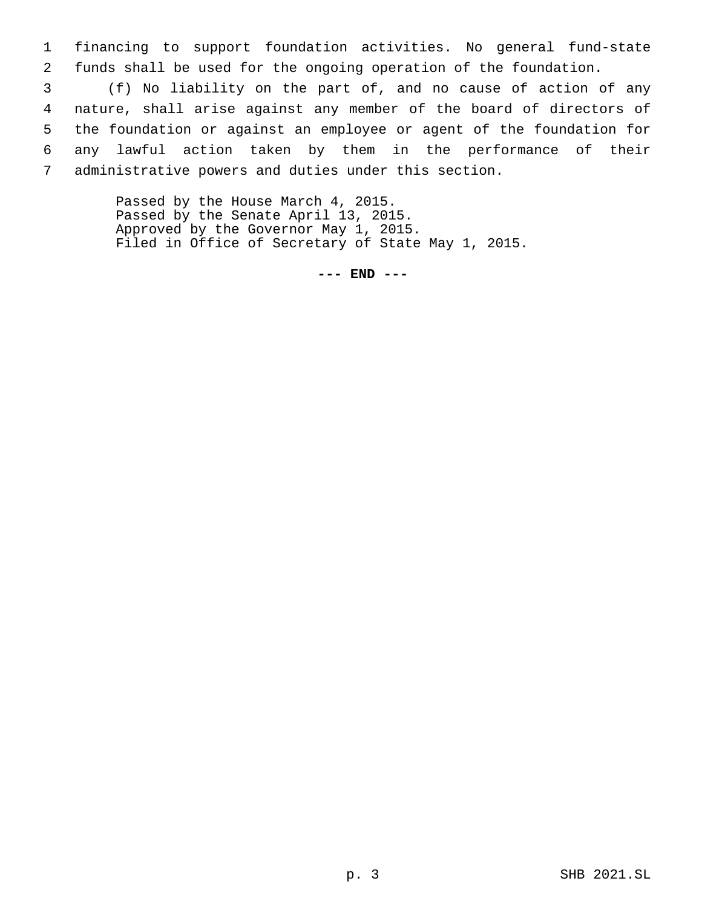financing to support foundation activities. No general fund-state funds shall be used for the ongoing operation of the foundation.

(f) No liability on the part of, and no cause of action of any nature, shall arise against any member of the board of directors of the foundation or against an employee or agent of the foundation for any lawful action taken by them in the performance of their administrative powers and duties under this section.

Passed by the House March 4, 2015.
Passed by the Senate April 13, 2015.
Approved by the Governor May 1, 2015.
Filed in Office of Secretary of State May 1, 2015.

**--- END ---**